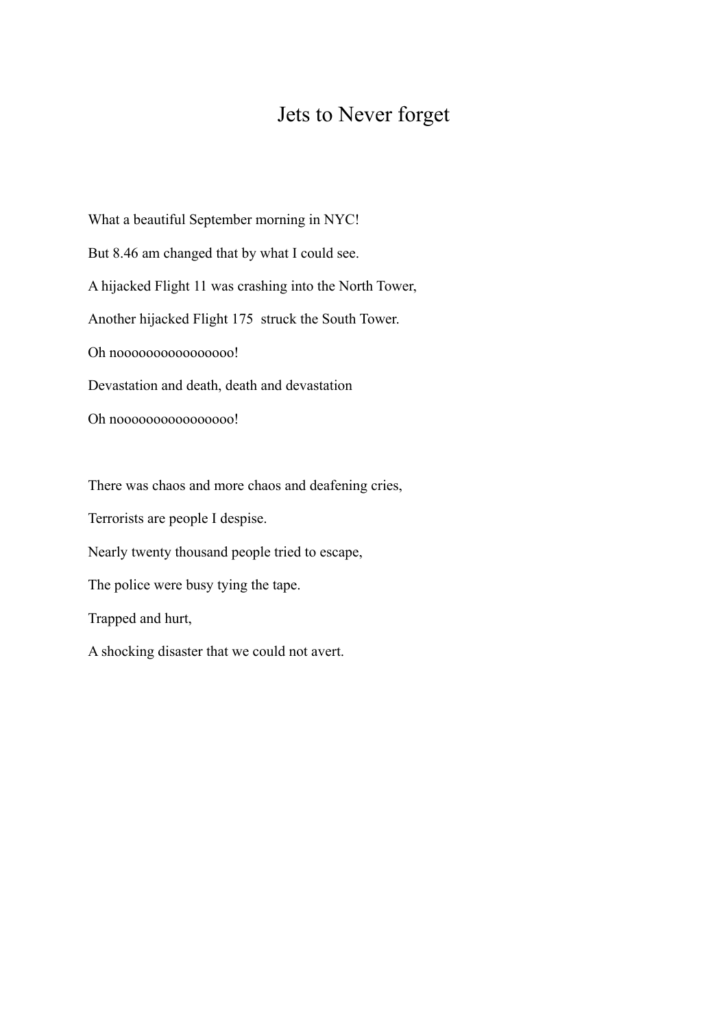# Jets to Never forget

What a beautiful September morning in NYC!

But 8.46 am changed that by what I could see.

A hijacked Flight 11 was crashing into the North Tower,

Another hijacked Flight 175 struck the South Tower.

Oh nooooooooooooooooo!

Devastation and death, death and devastation

Oh nooooooooooooooooo!

There was chaos and more chaos and deafening cries,

Terrorists are people I despise.

Nearly twenty thousand people tried to escape,

The police were busy tying the tape.

Trapped and hurt,

A shocking disaster that we could not avert.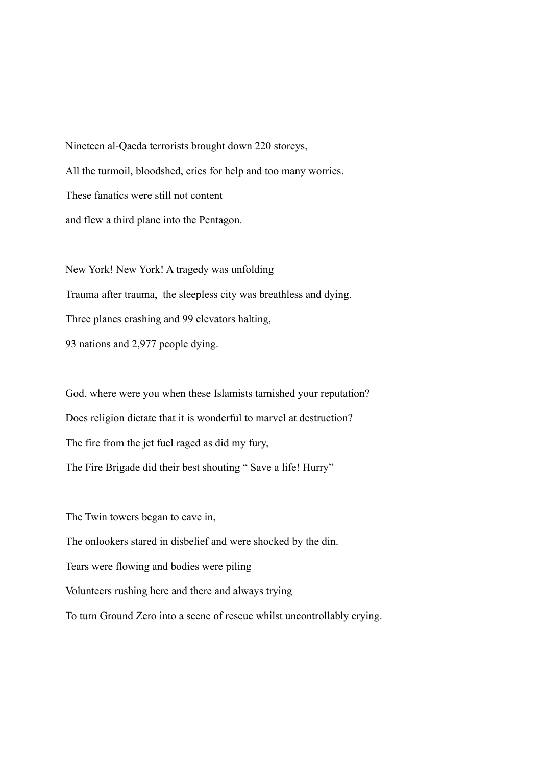Nineteen al-Qaeda terrorists brought down 220 storeys,
All the turmoil, bloodshed, cries for help and too many worries.
These fanatics were still not content
and flew a third plane into the Pentagon.

New York! New York! A tragedy was unfolding
Trauma after trauma,  the sleepless city was breathless and dying.
Three planes crashing and 99 elevators halting,
93 nations and 2,977 people dying.

God, where were you when these Islamists tarnished your reputation?
Does religion dictate that it is wonderful to marvel at destruction?
The fire from the jet fuel raged as did my fury,
The Fire Brigade did their best shouting " Save a life! Hurry"

The Twin towers began to cave in,
The onlookers stared in disbelief and were shocked by the din.
Tears were flowing and bodies were piling
Volunteers rushing here and there and always trying
To turn Ground Zero into a scene of rescue whilst uncontrollably crying.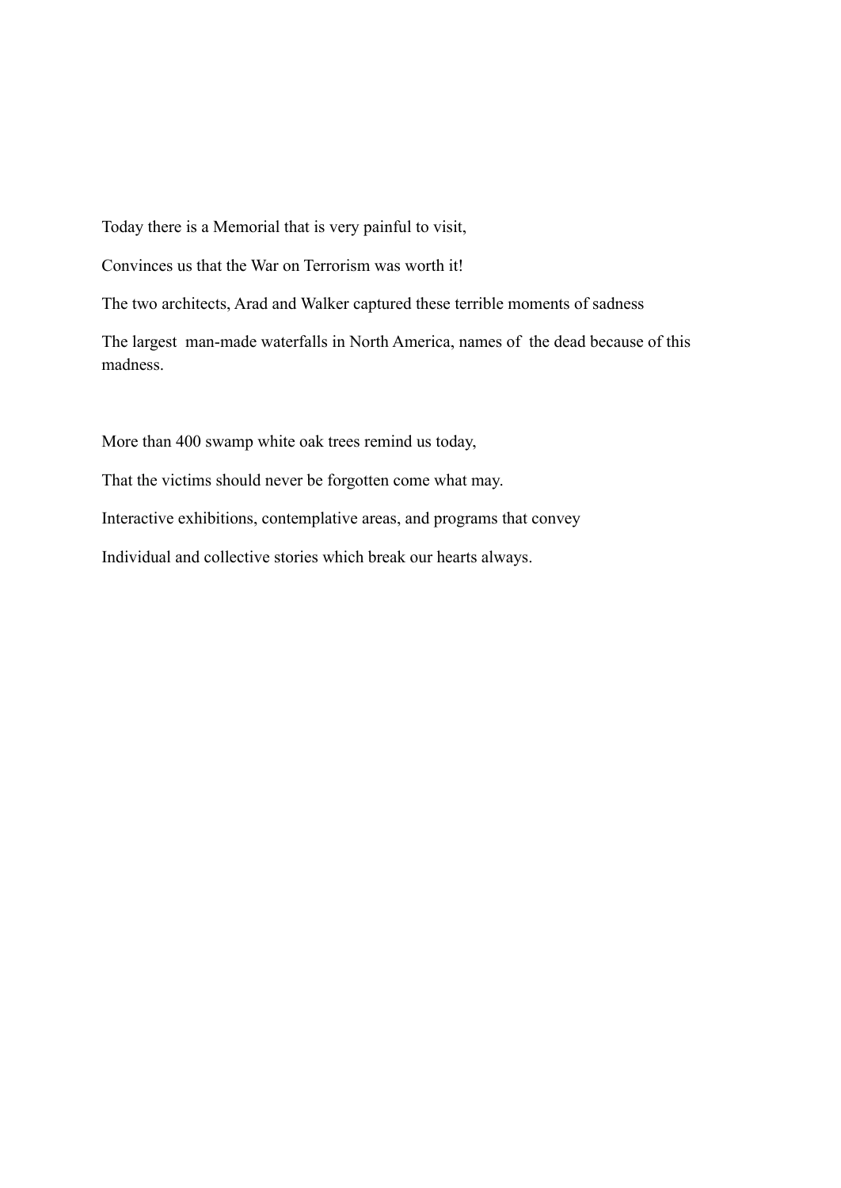Today there is a Memorial that is very painful to visit,

Convinces us that the War on Terrorism was worth it!

The two architects, Arad and Walker captured these terrible moments of sadness

The largest man-made waterfalls in North America, names of the dead because of this madness.

More than 400 swamp white oak trees remind us today,

That the victims should never be forgotten come what may.

Interactive exhibitions, contemplative areas, and programs that convey

Individual and collective stories which break our hearts always.